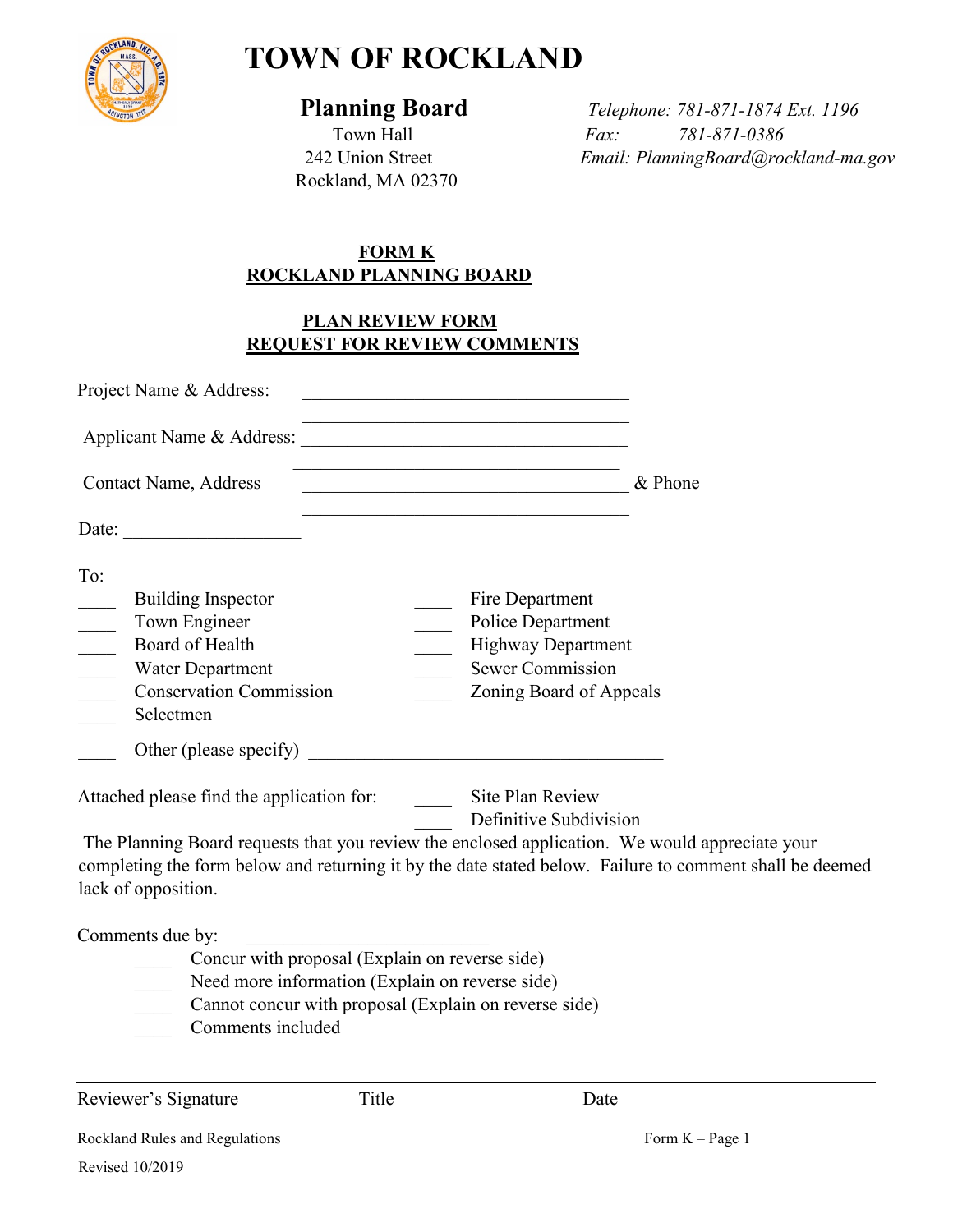# TOWN OF ROCKLAND

## Planning Board

Town Hall
242 Union Street
Rockland, MA 02370

*Telephone: 781-871-1874 Ext. 1196*
*Fax: 781-871-0386*
*Email: PlanningBoard@rockland-ma.gov*

**FORM K**
**ROCKLAND PLANNING BOARD**

**PLAN REVIEW FORM**
**REQUEST FOR REVIEW COMMENTS**

Project Name & Address: ____________________________________
____________________________________

Applicant Name & Address: ____________________________________
____________________________________

Contact Name, Address ____________________________________ & Phone
____________________________________

Date: ___________________

To:

____ Building Inspector
____ Town Engineer
____ Board of Health
____ Water Department
____ Conservation Commission
____ Selectmen
____ Fire Department
____ Police Department
____ Highway Department
____ Sewer Commission
____ Zoning Board of Appeals

____ Other (please specify) ________________________________________

Attached please find the application for:
____ Site Plan Review
____ Definitive Subdivision

The Planning Board requests that you review the enclosed application. We would appreciate your completing the form below and returning it by the date stated below. Failure to comment shall be deemed lack of opposition.

Comments due by: __________________________

____ Concur with proposal (Explain on reverse side)
____ Need more information (Explain on reverse side)
____ Cannot concur with proposal (Explain on reverse side)
____ Comments included

---

Reviewer's Signature    Title    Date

Rockland Rules and Regulations    Form K – Page 1

Revised 10/2019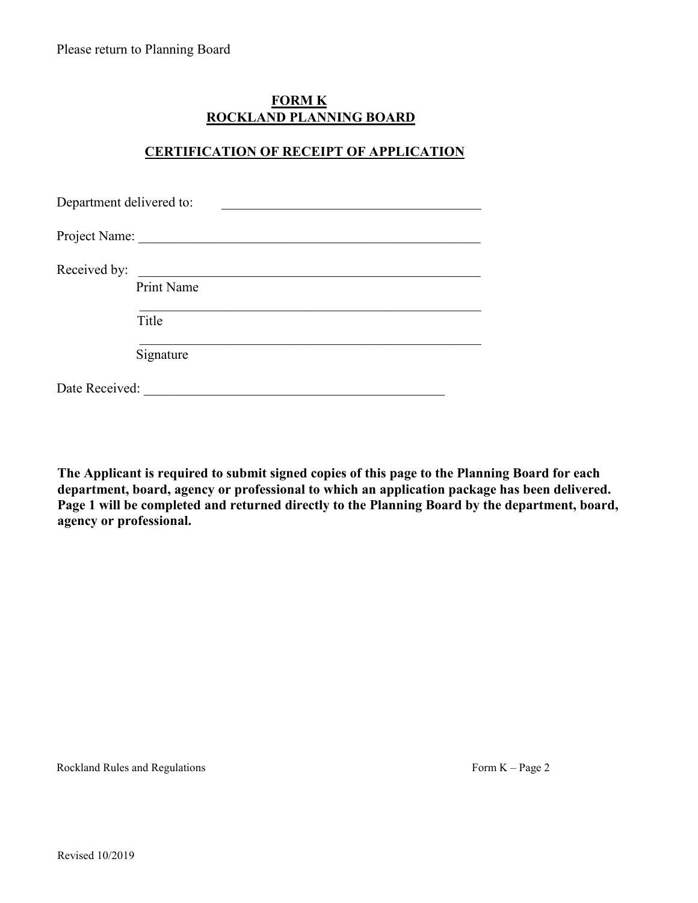Please return to Planning Board

**FORM K**
**ROCKLAND PLANNING BOARD**

**CERTIFICATION OF RECEIPT OF APPLICATION**

Department delivered to: \_\_\_\_\_\_\_\_\_\_\_\_\_\_\_\_\_\_\_\_\_\_\_\_\_\_\_\_\_\_\_\_\_\_\_\_\_\_\_\_

Project Name: \_\_\_\_\_\_\_\_\_\_\_\_\_\_\_\_\_\_\_\_\_\_\_\_\_\_\_\_\_\_\_\_\_\_\_\_\_\_\_\_\_\_\_\_\_\_\_\_\_\_\_\_\_\_

Received by: \_\_\_\_\_\_\_\_\_\_\_\_\_\_\_\_\_\_\_\_\_\_\_\_\_\_\_\_\_\_\_\_\_\_\_\_\_\_\_\_\_\_\_\_\_\_\_\_\_\_\_\_\_\_
Print Name

\_\_\_\_\_\_\_\_\_\_\_\_\_\_\_\_\_\_\_\_\_\_\_\_\_\_\_\_\_\_\_\_\_\_\_\_\_\_\_\_\_\_\_\_\_\_\_\_\_\_\_\_\_\_
Title

\_\_\_\_\_\_\_\_\_\_\_\_\_\_\_\_\_\_\_\_\_\_\_\_\_\_\_\_\_\_\_\_\_\_\_\_\_\_\_\_\_\_\_\_\_\_\_\_\_\_\_\_\_\_
Signature

Date Received: \_\_\_\_\_\_\_\_\_\_\_\_\_\_\_\_\_\_\_\_\_\_\_\_\_\_\_\_\_\_\_\_\_\_\_\_\_\_\_\_\_\_\_\_\_\_\_\_

**The Applicant is required to submit signed copies of this page to the Planning Board for each department, board, agency or professional to which an application package has been delivered. Page 1 will be completed and returned directly to the Planning Board by the department, board, agency or professional.**

Revised 10/2019